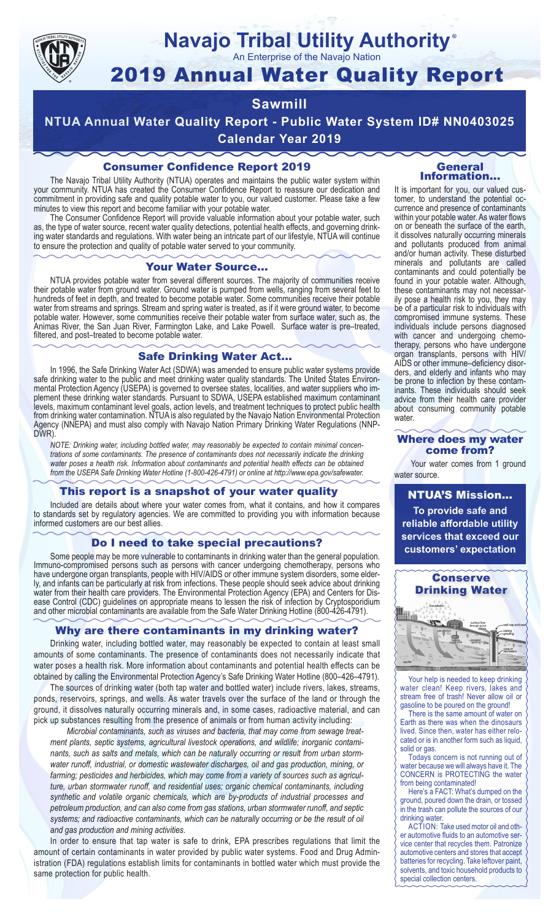# Navajo Tribal Utility Authority®

An Enterprise of the Navajo Nation

# 2019 Annual Water Quality Report

## Sawmill

## NTUA Annual Water Quality Report - Public Water System ID# NN0403025

## Calendar Year 2019

### Consumer Confidence Report 2019

The Navajo Tribal Utility Authority (NTUA) operates and maintains the public water system within your community. NTUA has created the Consumer Confidence Report to reassure our dedication and commitment in providing safe and quality potable water to you, our valued customer. Please take a few minutes to view this report and become familiar with your potable water.

The Consumer Confidence Report will provide valuable information about your potable water, such as, the type of water source, recent water quality detections, potential health effects, and governing drinking water standards and regulations. With water being an intricate part of our lifestyle, NTUA will continue to ensure the protection and quality of potable water served to your community.

### Your Water Source…

NTUA provides potable water from several different sources. The majority of communities receive their potable water from ground water. Ground water is pumped from wells, ranging from several feet to hundreds of feet in depth, and treated to become potable water. Some communities receive their potable water from streams and springs. Stream and spring water is treated, as if it were ground water, to become potable water. However, some communities receive their potable water from surface water, such as, the Animas River, the San Juan River, Farmington Lake, and Lake Powell. Surface water is pre–treated, filtered, and post–treated to become potable water.

### Safe Drinking Water Act…

In 1996, the Safe Drinking Water Act (SDWA) was amended to ensure public water systems provide safe drinking water to the public and meet drinking water quality standards. The United States Environmental Protection Agency (USEPA) is governed to oversee states, localities, and water suppliers who implement these drinking water standards. Pursuant to SDWA, USEPA established maximum contaminant levels, maximum contaminant level goals, action levels, and treatment techniques to protect public health from drinking water contamination. NTUA is also regulated by the Navajo Nation Environmental Protection Agency (NNEPA) and must also comply with Navajo Nation Primary Drinking Water Regulations (NNPDWR).

*NOTE: Drinking water, including bottled water, may reasonably be expected to contain minimal concentrations of some contaminants. The presence of contaminants does not necessarily indicate the drinking water poses a health risk. Information about contaminants and potential health effects can be obtained from the USEPA Safe Drinking Water Hotline (1-800-426-4791) or online at http://www.epa.gov/safewater.*

### This report is a snapshot of your water quality

Included are details about where your water comes from, what it contains, and how it compares to standards set by regulatory agencies. We are committed to providing you with information because informed customers are our best allies.

### Do I need to take special precautions?

Some people may be more vulnerable to contaminants in drinking water than the general population. Immuno-compromised persons such as persons with cancer undergoing chemotherapy, persons who have undergone organ transplants, people with HIV/AIDS or other immune system disorders, some elderly, and infants can be particularly at risk from infections. These people should seek advice about drinking water from their health care providers. The Environmental Protection Agency (EPA) and Centers for Disease Control (CDC) guidelines on appropriate means to lessen the risk of infection by Cryptosporidium and other microbial contaminants are available from the Safe Water Drinking Hotline (800-426-4791).

### Why are there contaminants in my drinking water?

Drinking water, including bottled water, may reasonably be expected to contain at least small amounts of some contaminants. The presence of contaminants does not necessarily indicate that water poses a health risk. More information about contaminants and potential health effects can be obtained by calling the Environmental Protection Agency's Safe Drinking Water Hotline (800–426–4791).

The sources of drinking water (both tap water and bottled water) include rivers, lakes, streams, ponds, reservoirs, springs, and wells. As water travels over the surface of the land or through the ground, it dissolves naturally occurring minerals and, in some cases, radioactive material, and can pick up substances resulting from the presence of animals or from human activity including:

*Microbial contaminants, such as viruses and bacteria, that may come from sewage treatment plants, septic systems, agricultural livestock operations, and wildlife; inorganic contaminants, such as salts and metals, which can be naturally occurring or result from urban stormwater runoff, industrial, or domestic wastewater discharges, oil and gas production, mining, or farming; pesticides and herbicides, which may come from a variety of sources such as agriculture, urban stormwater runoff, and residential uses; organic chemical contaminants, including synthetic and volatile organic chemicals, which are by-products of industrial processes and petroleum production, and can also come from gas stations, urban stormwater runoff, and septic systems; and radioactive contaminants, which can be naturally occurring or be the result of oil and gas production and mining activities.*

In order to ensure that tap water is safe to drink, EPA prescribes regulations that limit the amount of certain contaminants in water provided by public water systems. Food and Drug Administration (FDA) regulations establish limits for contaminants in bottled water which must provide the same protection for public health.

### General Information…

It is important for you, our valued customer, to understand the potential occurrence and presence of contaminants within your potable water. As water flows on or beneath the surface of the earth, it dissolves naturally occurring minerals and pollutants produced from animal and/or human activity. These disturbed minerals and pollutants are called contaminants and could potentially be found in your potable water. Although, these contaminants may not necessarily pose a health risk to you, they may be of a particular risk to individuals with compromised immune systems. These individuals include persons diagnosed with cancer and undergoing chemotherapy, persons who have undergone organ transplants, persons with HIV/AIDS or other immune–deficiency disorders, and elderly and infants who may be prone to infection by these contaminants. These individuals should seek advice from their health care provider about consuming community potable water.

### Where does my water come from?

Your water comes from 1 ground water source.

### NTUA'S Mission…

**To provide safe and reliable affordable utility services that exceed our customers' expectation**

### Conserve Drinking Water

Your help is needed to keep drinking water clean! Keep rivers, lakes and stream free of trash! Never allow oil or gasoline to be poured on the ground!

There is the same amount of water on Earth as there was when the dinosaurs lived. Since then, water has either relocated or is in another form such as liquid, solid or gas.

Todays concern is not running out of water because we will always have it. The CONCERN is PROTECTING the water from being contaminated!

Here's a FACT: What's dumped on the ground, poured down the drain, or tossed in the trash can pollute the sources of our drinking water.

ACTION: Take used motor oil and other automotive fluids to an automotive service center that recycles them. Patronize automotive centers and stores that accept batteries for recycling. Take leftover paint, solvents, and toxic household products to special collection centers.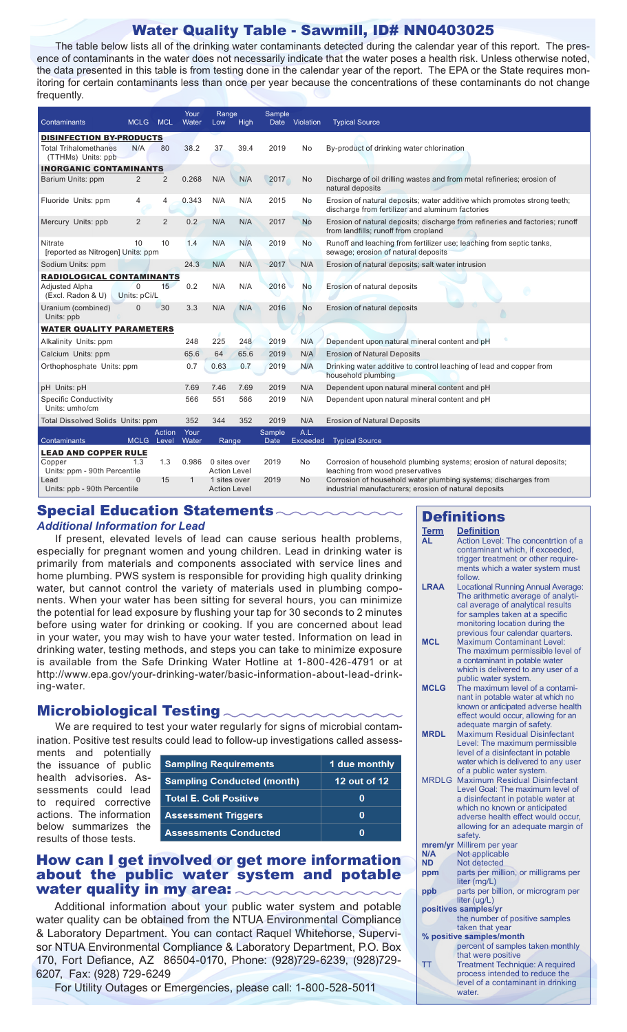# Water Quality Table - Sawmill, ID# NN0403025

The table below lists all of the drinking water contaminants detected during the calendar year of this report. The presence of contaminants in the water does not necessarily indicate that the water poses a health risk. Unless otherwise noted, the data presented in this table is from testing done in the calendar year of the report. The EPA or the State requires monitoring for certain contaminants less than once per year because the concentrations of these contaminants do not change frequently.

| Contaminants | MCLG | MCL | Your Water | Range Low | Range High | Sample Date | Violation | Typical Source |
|---|---|---|---|---|---|---|---|---|
| **DISINFECTION BY-PRODUCTS** | | | | | | | | |
| Total Trihalomethanes (TTHMs) Units: ppb | N/A | 80 | 38.2 | 37 | 39.4 | 2019 | No | By-product of drinking water chlorination |
| **INORGANIC CONTAMINANTS** | | | | | | | | |
| Barium Units: ppm | 2 | 2 | 0.268 | N/A | N/A | 2017 | No | Discharge of oil drilling wastes and from metal refineries; erosion of natural deposits |
| Fluoride Units: ppm | 4 | 4 | 0.343 | N/A | N/A | 2015 | No | Erosion of natural deposits; water additive which promotes strong teeth; discharge from fertilizer and aluminum factories |
| Mercury Units: ppb | 2 | 2 | 0.2 | N/A | N/A | 2017 | No | Erosion of natural deposits; discharge from refineries and factories; runoff from landfills; runoff from cropland |
| Nitrate [reported as Nitrogen] Units: ppm | 10 | 10 | 1.4 | N/A | N/A | 2019 | No | Runoff and leaching from fertilizer use; leaching from septic tanks, sewage; erosion of natural deposits |
| Sodium Units: ppm | | | 24.3 | N/A | N/A | 2017 | N/A | Erosion of natural deposits; salt water intrusion |
| **RADIOLOGICAL CONTAMINANTS** | | | | | | | | |
| Adjusted Alpha (Excl. Radon & U) Units: pCi/L | 0 | 15 | 0.2 | N/A | N/A | 2016 | No | Erosion of natural deposits |
| Uranium (combined) Units: ppb | 0 | 30 | 3.3 | N/A | N/A | 2016 | No | Erosion of natural deposits |
| **WATER QUALITY PARAMETERS** | | | | | | | | |
| Alkalinity Units: ppm | | | 248 | 225 | 248 | 2019 | N/A | Dependent upon natural mineral content and pH |
| Calcium Units: ppm | | | 65.6 | 64 | 65.6 | 2019 | N/A | Erosion of Natural Deposits |
| Orthophosphate Units: ppm | | | 0.7 | 0.63 | 0.7 | 2019 | N/A | Drinking water additive to control leaching of lead and copper from household plumbing |
| pH Units: pH | | | 7.69 | 7.46 | 7.69 | 2019 | N/A | Dependent upon natural mineral content and pH |
| Specific Conductivity Units: umho/cm | | | 566 | 551 | 566 | 2019 | N/A | Dependent upon natural mineral content and pH |
| Total Dissolved Solids Units: ppm | | | 352 | 344 | 352 | 2019 | N/A | Erosion of Natural Deposits |

| Contaminants | MCLG | Action Level | Your Water | Range | Sample Date | A.L. Exceeded | Typical Source |
|---|---|---|---|---|---|---|---|
| **LEAD AND COPPER RULE** | | | | | | | |
| Copper Units: ppm - 90th Percentile | 1.3 | 1.3 | 0.986 | 0 sites over Action Level | 2019 | No | Corrosion of household plumbing systems; erosion of natural deposits; leaching from wood preservatives |
| Lead Units: ppb - 90th Percentile | 0 | 15 | 1 | 1 sites over Action Level | 2019 | No | Corrosion of household water plumbing systems; discharges from industrial manufacturers; erosion of natural deposits |

## Special Education Statements

### *Additional Information for Lead*

If present, elevated levels of lead can cause serious health problems, especially for pregnant women and young children. Lead in drinking water is primarily from materials and components associated with service lines and home plumbing. PWS system is responsible for providing high quality drinking water, but cannot control the variety of materials used in plumbing components. When your water has been sitting for several hours, you can minimize the potential for lead exposure by flushing your tap for 30 seconds to 2 minutes before using water for drinking or cooking. If you are concerned about lead in your water, you may wish to have your water tested. Information on lead in drinking water, testing methods, and steps you can take to minimize exposure is available from the Safe Drinking Water Hotline at 1-800-426-4791 or at http://www.epa.gov/your-drinking-water/basic-information-about-lead-drinking-water.

## Microbiological Testing

We are required to test your water regularly for signs of microbial contamination. Positive test results could lead to follow-up investigations called assessments and potentially the issuance of public health advisories. Assessments could lead to required corrective actions. The information below summarizes the results of those tests.

| Sampling Requirements | 1 due monthly |
|---|---|
| Sampling Conducted (month) | 12 out of 12 |
| Total E. Coli Positive | 0 |
| Assessment Triggers | 0 |
| Assessments Conducted | 0 |

## How can I get involved or get more information about the public water system and potable water quality in my area:

Additional information about your public water system and potable water quality can be obtained from the NTUA Environmental Compliance & Laboratory Department. You can contact Raquel Whitehorse, Supervisor NTUA Environmental Compliance & Laboratory Department, P.O. Box 170, Fort Defiance, AZ 86504-0170, Phone: (928)729-6239, (928)729-6207, Fax: (928) 729-6249

For Utility Outages or Emergencies, please call: 1-800-528-5011

## Definitions

| Term | Definition |
|---|---|
| **AL** | Action Level: The concentrtion of a contaminant which, if exceeded, trigger treatment or other requirements which a water system must follow. |
| **LRAA** | Locational Running Annual Average: The arithmetic average of analytical average of analytical results for samples taken at a specific monitoring location during the previous four calendar quarters. |
| **MCL** | Maximum Contaminant Level: The maximum permissible level of a contaminant in potable water which is delivered to any user of a public water system. |
| **MCLG** | The maximum level of a contaminant in potable water at which no known or anticipated adverse health effect would occur, allowing for an adequate margin of safety. |
| **MRDL** | Maximum Residual Disinfectant Level: The maximum permissible level of a disinfectant in potable water which is delivered to any user of a public water system. |
| **MRDLG** | Maximum Residual Disinfectant Level Goal: The maximum level of a disinfectant in potable water at which no known or anticipated adverse health effect would occur, allowing for an adequate margin of safety. |
| **mrem/yr** | Millirem per year |
| **N/A** | Not applicable |
| **ND** | Not detected |
| **ppm** | parts per million, or milligrams per liter (mg/L) |
| **ppb** | parts per billion, or microgram per liter (ug/L) |
| **positives samples/yr** | the number of positive samples taken that year |
| **% positive samples/month** | percent of samples taken monthly that were positive |
| **TT** | Treatment Technique: A required process intended to reduce the level of a contaminant in drinking water. |